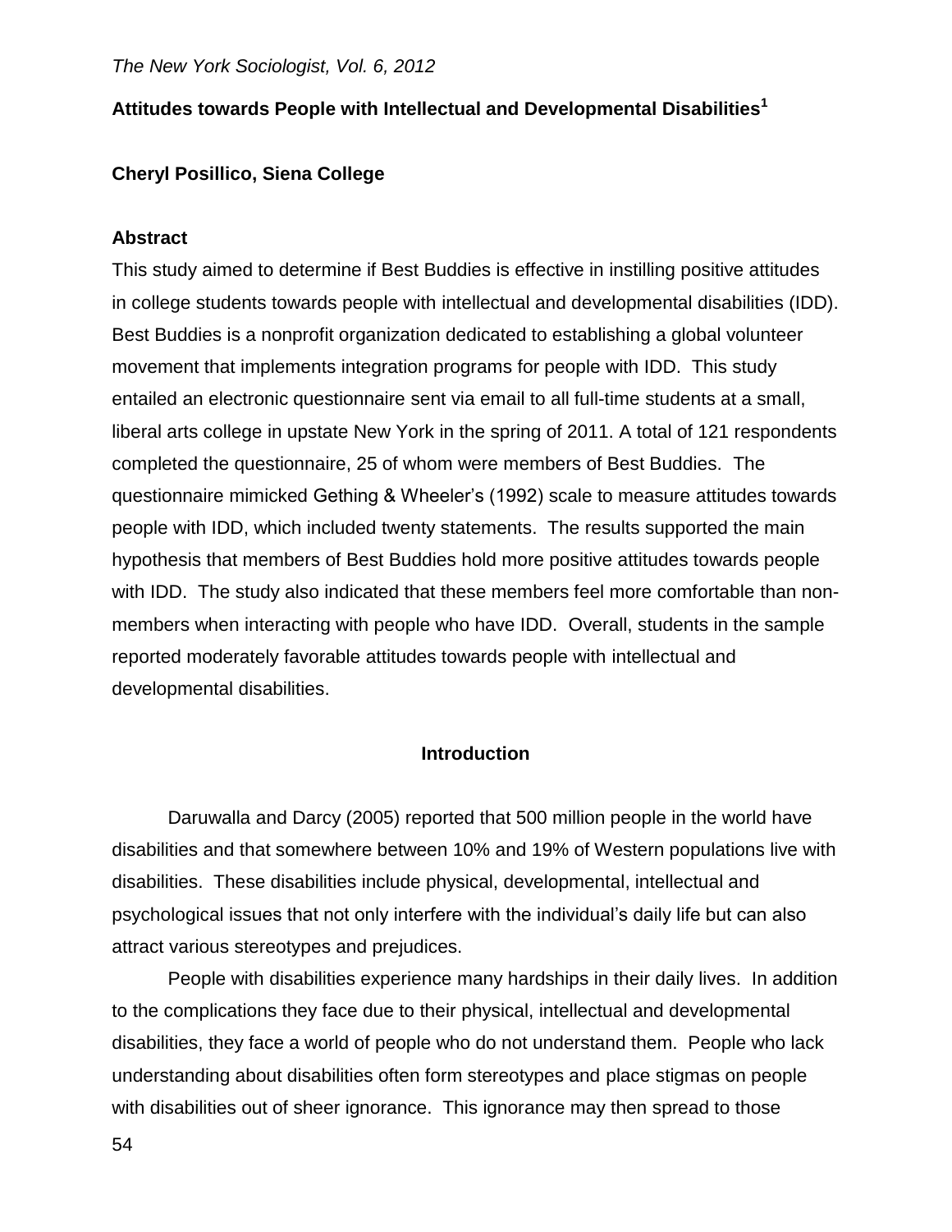# Attitudes towards People with Intellectual and Developmental Disabilities[1]

**Cheryl Posillico, Siena College**

## Abstract

This study aimed to determine if Best Buddies is effective in instilling positive attitudes in college students towards people with intellectual and developmental disabilities (IDD). Best Buddies is a nonprofit organization dedicated to establishing a global volunteer movement that implements integration programs for people with IDD. This study entailed an electronic questionnaire sent via email to all full-time students at a small, liberal arts college in upstate New York in the spring of 2011. A total of 121 respondents completed the questionnaire, 25 of whom were members of Best Buddies. The questionnaire mimicked Gething & Wheeler's (1992) scale to measure attitudes towards people with IDD, which included twenty statements. The results supported the main hypothesis that members of Best Buddies hold more positive attitudes towards people with IDD. The study also indicated that these members feel more comfortable than non-members when interacting with people who have IDD. Overall, students in the sample reported moderately favorable attitudes towards people with intellectual and developmental disabilities.

## Introduction

Daruwalla and Darcy (2005) reported that 500 million people in the world have disabilities and that somewhere between 10% and 19% of Western populations live with disabilities. These disabilities include physical, developmental, intellectual and psychological issues that not only interfere with the individual's daily life but can also attract various stereotypes and prejudices.

People with disabilities experience many hardships in their daily lives. In addition to the complications they face due to their physical, intellectual and developmental disabilities, they face a world of people who do not understand them. People who lack understanding about disabilities often form stereotypes and place stigmas on people with disabilities out of sheer ignorance. This ignorance may then spread to those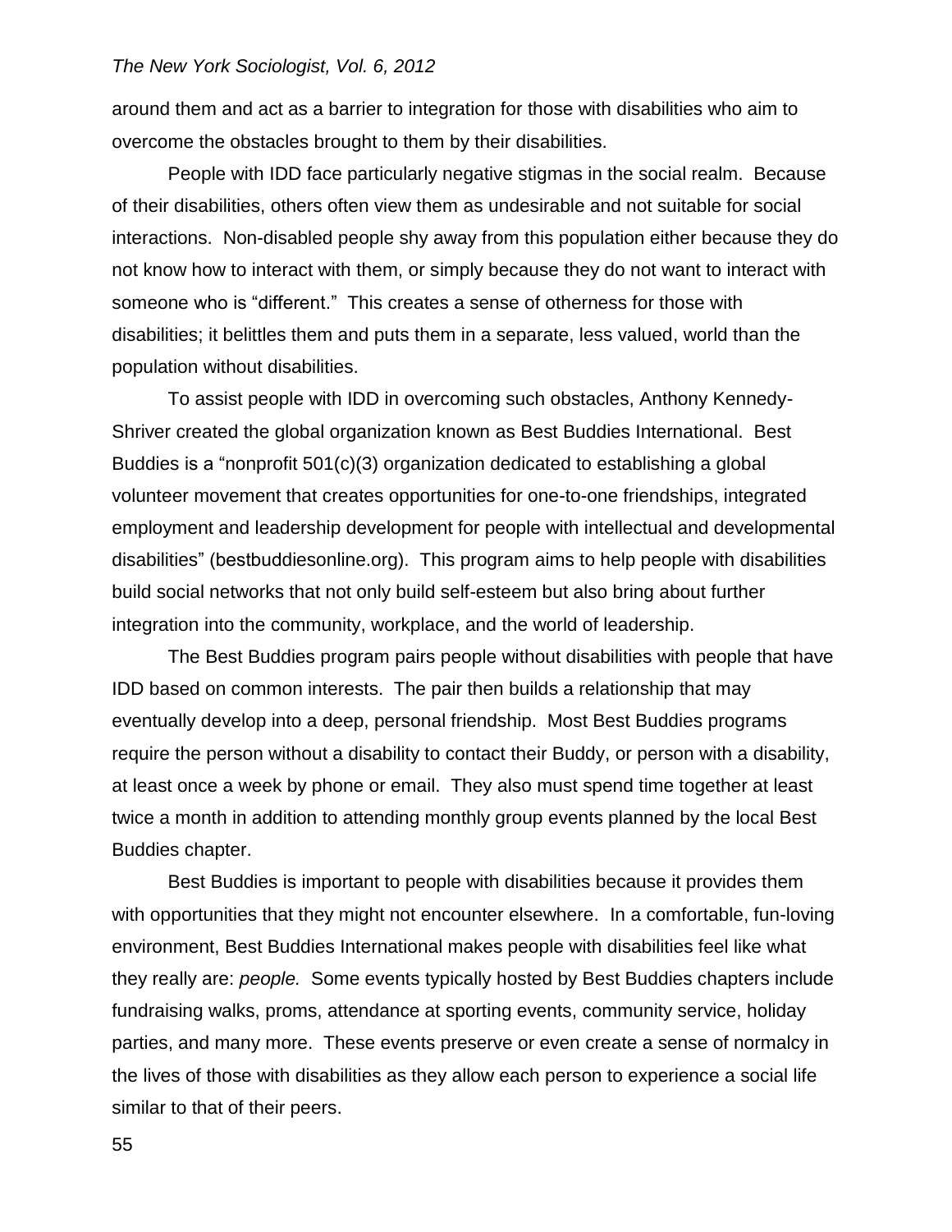around them and act as a barrier to integration for those with disabilities who aim to overcome the obstacles brought to them by their disabilities.

People with IDD face particularly negative stigmas in the social realm. Because of their disabilities, others often view them as undesirable and not suitable for social interactions. Non-disabled people shy away from this population either because they do not know how to interact with them, or simply because they do not want to interact with someone who is "different." This creates a sense of otherness for those with disabilities; it belittles them and puts them in a separate, less valued, world than the population without disabilities.

To assist people with IDD in overcoming such obstacles, Anthony Kennedy-Shriver created the global organization known as Best Buddies International. Best Buddies is a "nonprofit 501(c)(3) organization dedicated to establishing a global volunteer movement that creates opportunities for one-to-one friendships, integrated employment and leadership development for people with intellectual and developmental disabilities" (bestbuddiesonline.org). This program aims to help people with disabilities build social networks that not only build self-esteem but also bring about further integration into the community, workplace, and the world of leadership.

The Best Buddies program pairs people without disabilities with people that have IDD based on common interests. The pair then builds a relationship that may eventually develop into a deep, personal friendship. Most Best Buddies programs require the person without a disability to contact their Buddy, or person with a disability, at least once a week by phone or email. They also must spend time together at least twice a month in addition to attending monthly group events planned by the local Best Buddies chapter.

Best Buddies is important to people with disabilities because it provides them with opportunities that they might not encounter elsewhere. In a comfortable, fun-loving environment, Best Buddies International makes people with disabilities feel like what they really are: *people.* Some events typically hosted by Best Buddies chapters include fundraising walks, proms, attendance at sporting events, community service, holiday parties, and many more. These events preserve or even create a sense of normalcy in the lives of those with disabilities as they allow each person to experience a social life similar to that of their peers.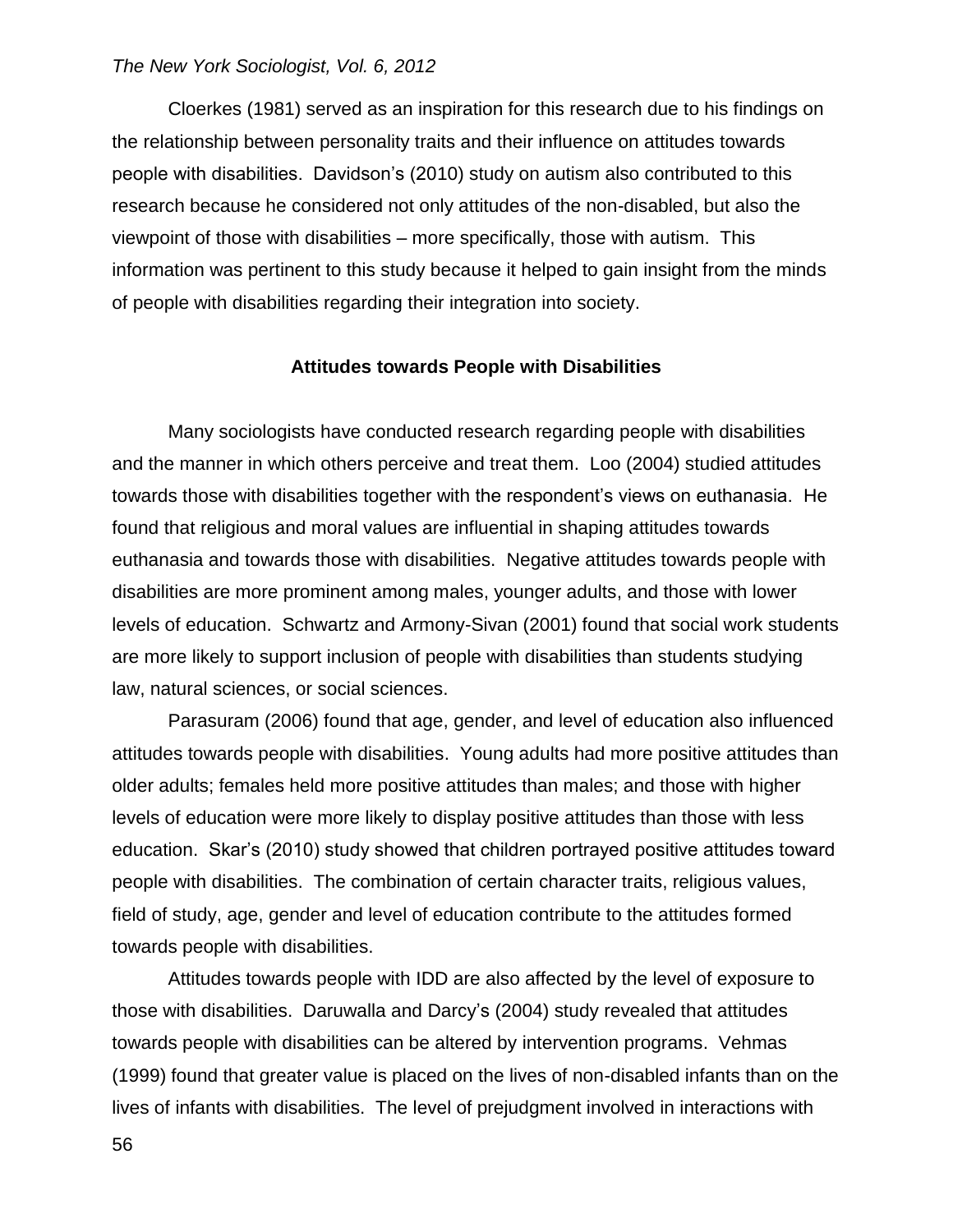Cloerkes (1981) served as an inspiration for this research due to his findings on the relationship between personality traits and their influence on attitudes towards people with disabilities. Davidson's (2010) study on autism also contributed to this research because he considered not only attitudes of the non-disabled, but also the viewpoint of those with disabilities – more specifically, those with autism. This information was pertinent to this study because it helped to gain insight from the minds of people with disabilities regarding their integration into society.

## Attitudes towards People with Disabilities

Many sociologists have conducted research regarding people with disabilities and the manner in which others perceive and treat them. Loo (2004) studied attitudes towards those with disabilities together with the respondent's views on euthanasia. He found that religious and moral values are influential in shaping attitudes towards euthanasia and towards those with disabilities. Negative attitudes towards people with disabilities are more prominent among males, younger adults, and those with lower levels of education. Schwartz and Armony-Sivan (2001) found that social work students are more likely to support inclusion of people with disabilities than students studying law, natural sciences, or social sciences.

Parasuram (2006) found that age, gender, and level of education also influenced attitudes towards people with disabilities. Young adults had more positive attitudes than older adults; females held more positive attitudes than males; and those with higher levels of education were more likely to display positive attitudes than those with less education. Skar's (2010) study showed that children portrayed positive attitudes toward people with disabilities. The combination of certain character traits, religious values, field of study, age, gender and level of education contribute to the attitudes formed towards people with disabilities.

Attitudes towards people with IDD are also affected by the level of exposure to those with disabilities. Daruwalla and Darcy's (2004) study revealed that attitudes towards people with disabilities can be altered by intervention programs. Vehmas (1999) found that greater value is placed on the lives of non-disabled infants than on the lives of infants with disabilities. The level of prejudgment involved in interactions with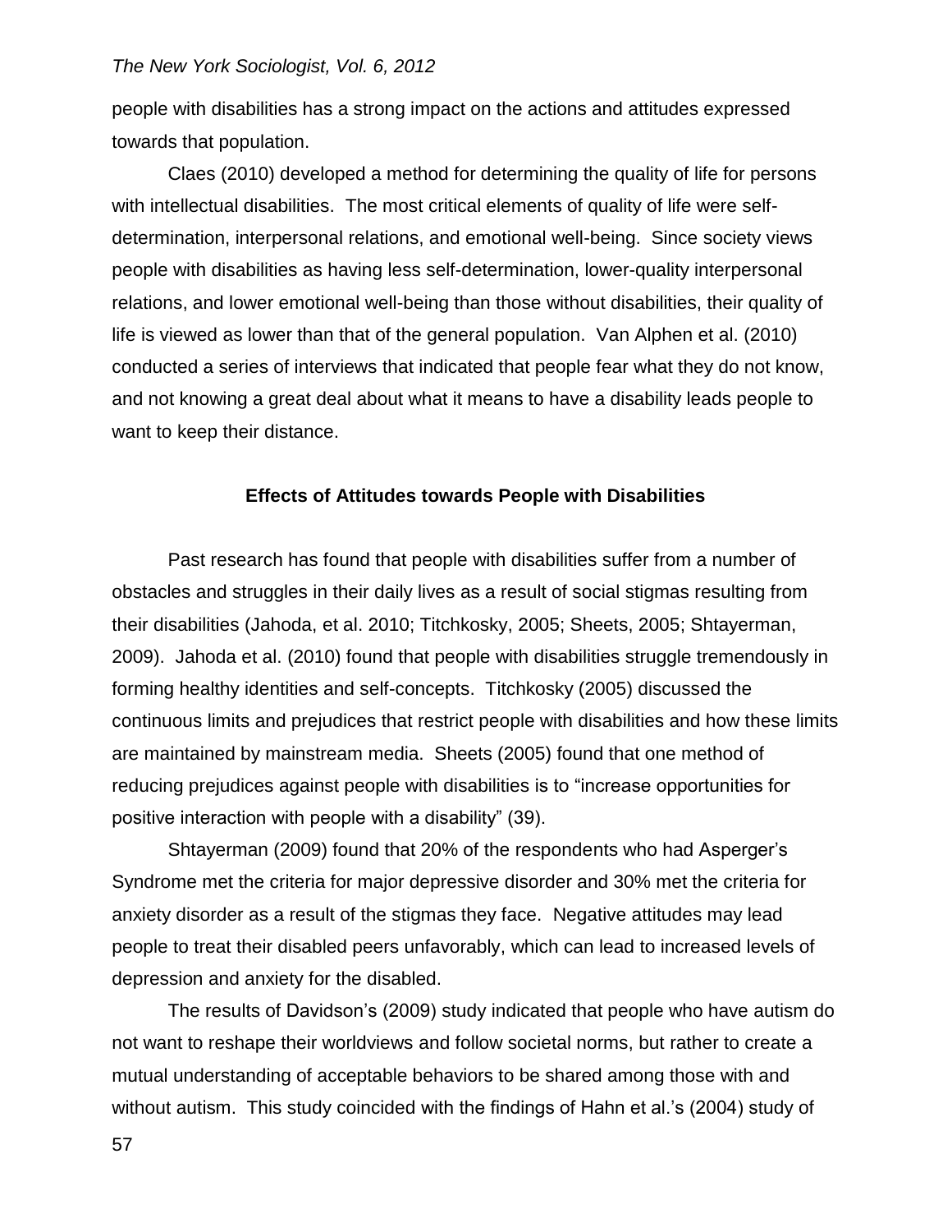people with disabilities has a strong impact on the actions and attitudes expressed towards that population.

Claes (2010) developed a method for determining the quality of life for persons with intellectual disabilities. The most critical elements of quality of life were self-determination, interpersonal relations, and emotional well-being. Since society views people with disabilities as having less self-determination, lower-quality interpersonal relations, and lower emotional well-being than those without disabilities, their quality of life is viewed as lower than that of the general population. Van Alphen et al. (2010) conducted a series of interviews that indicated that people fear what they do not know, and not knowing a great deal about what it means to have a disability leads people to want to keep their distance.

## Effects of Attitudes towards People with Disabilities

Past research has found that people with disabilities suffer from a number of obstacles and struggles in their daily lives as a result of social stigmas resulting from their disabilities (Jahoda, et al. 2010; Titchkosky, 2005; Sheets, 2005; Shtayerman, 2009). Jahoda et al. (2010) found that people with disabilities struggle tremendously in forming healthy identities and self-concepts. Titchkosky (2005) discussed the continuous limits and prejudices that restrict people with disabilities and how these limits are maintained by mainstream media. Sheets (2005) found that one method of reducing prejudices against people with disabilities is to "increase opportunities for positive interaction with people with a disability" (39).

Shtayerman (2009) found that 20% of the respondents who had Asperger's Syndrome met the criteria for major depressive disorder and 30% met the criteria for anxiety disorder as a result of the stigmas they face. Negative attitudes may lead people to treat their disabled peers unfavorably, which can lead to increased levels of depression and anxiety for the disabled.

The results of Davidson's (2009) study indicated that people who have autism do not want to reshape their worldviews and follow societal norms, but rather to create a mutual understanding of acceptable behaviors to be shared among those with and without autism. This study coincided with the findings of Hahn et al.'s (2004) study of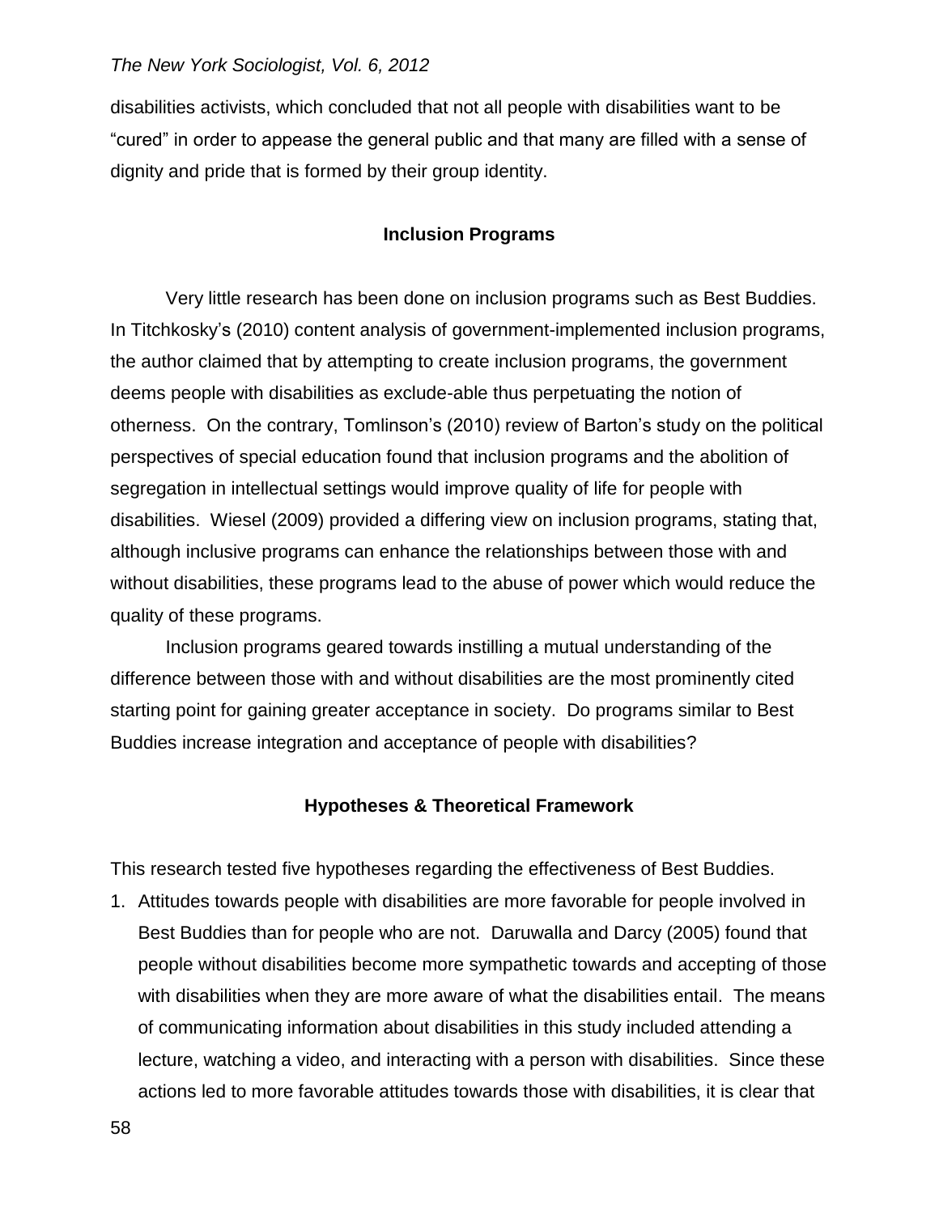disabilities activists, which concluded that not all people with disabilities want to be "cured" in order to appease the general public and that many are filled with a sense of dignity and pride that is formed by their group identity.

## Inclusion Programs

Very little research has been done on inclusion programs such as Best Buddies. In Titchkosky's (2010) content analysis of government-implemented inclusion programs, the author claimed that by attempting to create inclusion programs, the government deems people with disabilities as exclude-able thus perpetuating the notion of otherness. On the contrary, Tomlinson's (2010) review of Barton's study on the political perspectives of special education found that inclusion programs and the abolition of segregation in intellectual settings would improve quality of life for people with disabilities. Wiesel (2009) provided a differing view on inclusion programs, stating that, although inclusive programs can enhance the relationships between those with and without disabilities, these programs lead to the abuse of power which would reduce the quality of these programs.

Inclusion programs geared towards instilling a mutual understanding of the difference between those with and without disabilities are the most prominently cited starting point for gaining greater acceptance in society. Do programs similar to Best Buddies increase integration and acceptance of people with disabilities?

## Hypotheses & Theoretical Framework

This research tested five hypotheses regarding the effectiveness of Best Buddies.

1. Attitudes towards people with disabilities are more favorable for people involved in Best Buddies than for people who are not. Daruwalla and Darcy (2005) found that people without disabilities become more sympathetic towards and accepting of those with disabilities when they are more aware of what the disabilities entail. The means of communicating information about disabilities in this study included attending a lecture, watching a video, and interacting with a person with disabilities. Since these actions led to more favorable attitudes towards those with disabilities, it is clear that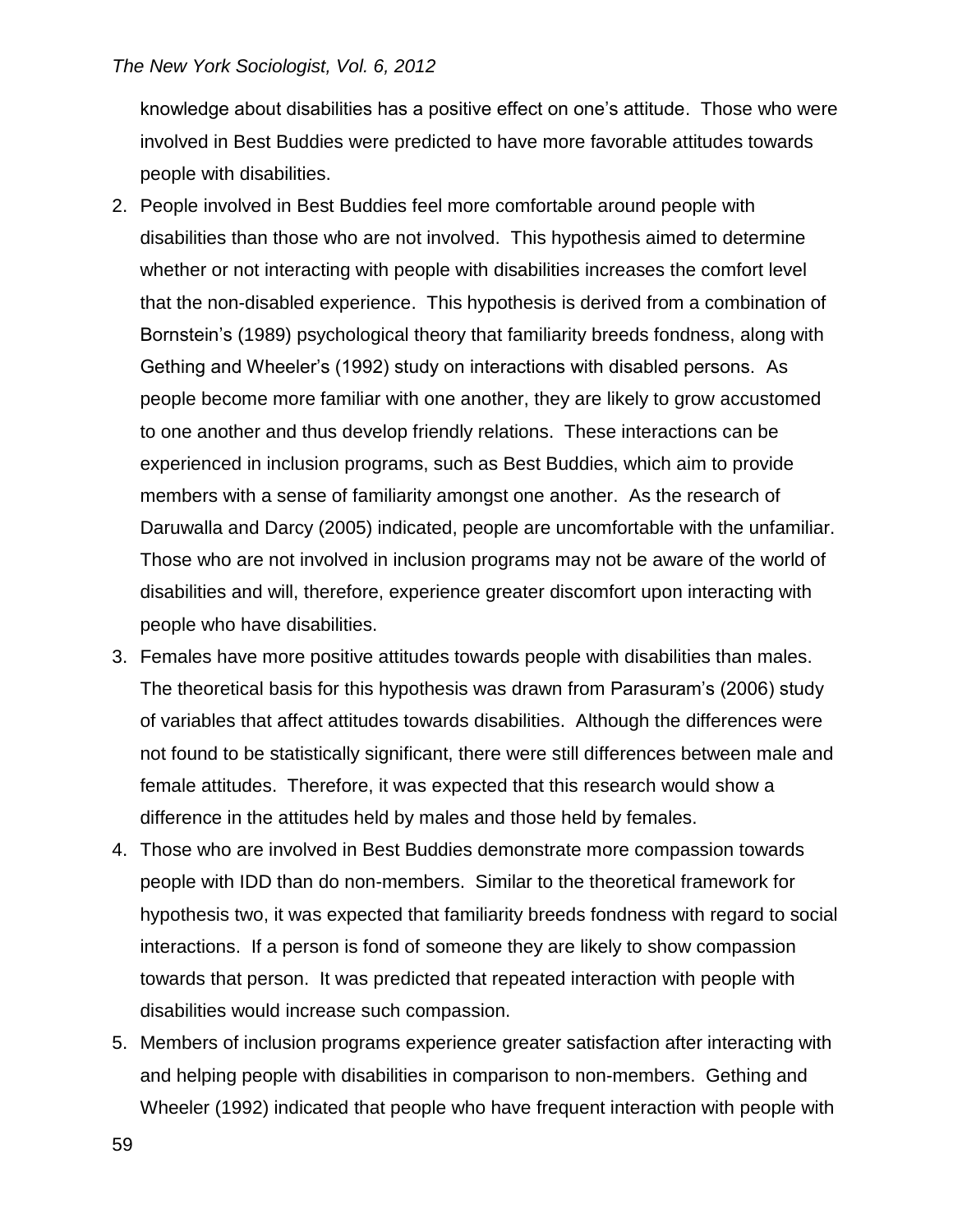knowledge about disabilities has a positive effect on one's attitude. Those who were involved in Best Buddies were predicted to have more favorable attitudes towards people with disabilities.

2. People involved in Best Buddies feel more comfortable around people with disabilities than those who are not involved. This hypothesis aimed to determine whether or not interacting with people with disabilities increases the comfort level that the non-disabled experience. This hypothesis is derived from a combination of Bornstein's (1989) psychological theory that familiarity breeds fondness, along with Gething and Wheeler's (1992) study on interactions with disabled persons. As people become more familiar with one another, they are likely to grow accustomed to one another and thus develop friendly relations. These interactions can be experienced in inclusion programs, such as Best Buddies, which aim to provide members with a sense of familiarity amongst one another. As the research of Daruwalla and Darcy (2005) indicated, people are uncomfortable with the unfamiliar. Those who are not involved in inclusion programs may not be aware of the world of disabilities and will, therefore, experience greater discomfort upon interacting with people who have disabilities.
3. Females have more positive attitudes towards people with disabilities than males. The theoretical basis for this hypothesis was drawn from Parasuram's (2006) study of variables that affect attitudes towards disabilities. Although the differences were not found to be statistically significant, there were still differences between male and female attitudes. Therefore, it was expected that this research would show a difference in the attitudes held by males and those held by females.
4. Those who are involved in Best Buddies demonstrate more compassion towards people with IDD than do non-members. Similar to the theoretical framework for hypothesis two, it was expected that familiarity breeds fondness with regard to social interactions. If a person is fond of someone they are likely to show compassion towards that person. It was predicted that repeated interaction with people with disabilities would increase such compassion.
5. Members of inclusion programs experience greater satisfaction after interacting with and helping people with disabilities in comparison to non-members. Gething and Wheeler (1992) indicated that people who have frequent interaction with people with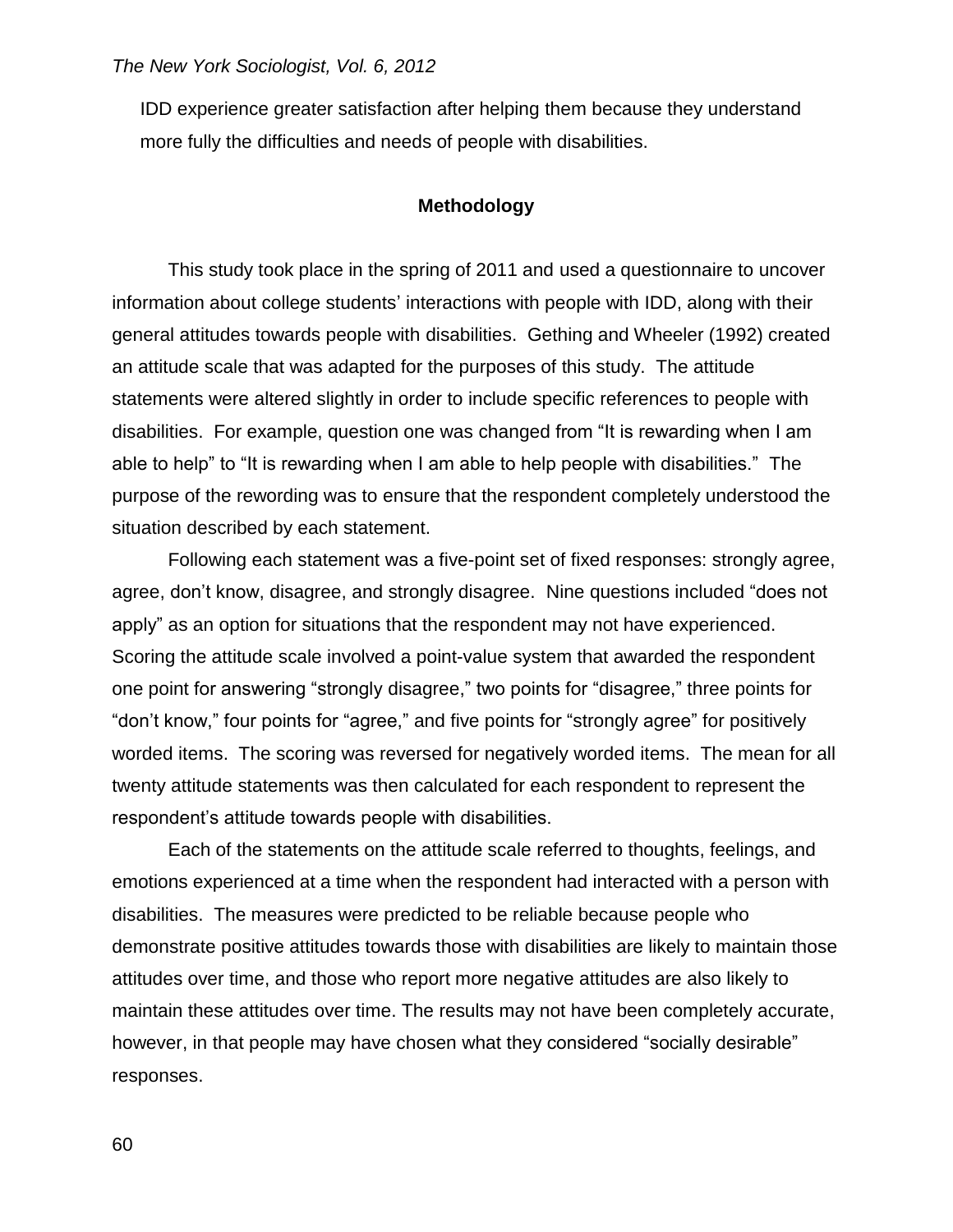IDD experience greater satisfaction after helping them because they understand more fully the difficulties and needs of people with disabilities.

## Methodology

This study took place in the spring of 2011 and used a questionnaire to uncover information about college students' interactions with people with IDD, along with their general attitudes towards people with disabilities. Gething and Wheeler (1992) created an attitude scale that was adapted for the purposes of this study. The attitude statements were altered slightly in order to include specific references to people with disabilities. For example, question one was changed from "It is rewarding when I am able to help" to "It is rewarding when I am able to help people with disabilities." The purpose of the rewording was to ensure that the respondent completely understood the situation described by each statement.

Following each statement was a five-point set of fixed responses: strongly agree, agree, don't know, disagree, and strongly disagree. Nine questions included "does not apply" as an option for situations that the respondent may not have experienced. Scoring the attitude scale involved a point-value system that awarded the respondent one point for answering "strongly disagree," two points for "disagree," three points for "don't know," four points for "agree," and five points for "strongly agree" for positively worded items. The scoring was reversed for negatively worded items. The mean for all twenty attitude statements was then calculated for each respondent to represent the respondent's attitude towards people with disabilities.

Each of the statements on the attitude scale referred to thoughts, feelings, and emotions experienced at a time when the respondent had interacted with a person with disabilities. The measures were predicted to be reliable because people who demonstrate positive attitudes towards those with disabilities are likely to maintain those attitudes over time, and those who report more negative attitudes are also likely to maintain these attitudes over time. The results may not have been completely accurate, however, in that people may have chosen what they considered "socially desirable" responses.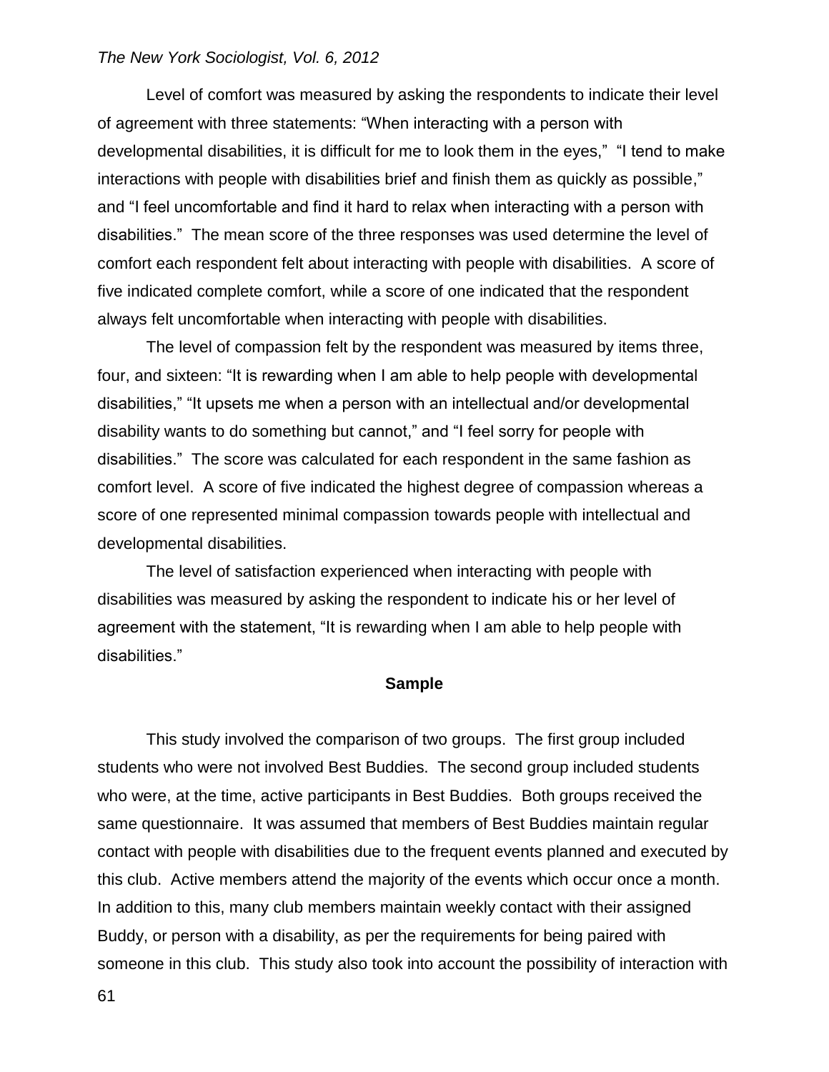Level of comfort was measured by asking the respondents to indicate their level of agreement with three statements: "When interacting with a person with developmental disabilities, it is difficult for me to look them in the eyes," "I tend to make interactions with people with disabilities brief and finish them as quickly as possible," and "I feel uncomfortable and find it hard to relax when interacting with a person with disabilities." The mean score of the three responses was used determine the level of comfort each respondent felt about interacting with people with disabilities. A score of five indicated complete comfort, while a score of one indicated that the respondent always felt uncomfortable when interacting with people with disabilities.

The level of compassion felt by the respondent was measured by items three, four, and sixteen: "It is rewarding when I am able to help people with developmental disabilities," "It upsets me when a person with an intellectual and/or developmental disability wants to do something but cannot," and "I feel sorry for people with disabilities." The score was calculated for each respondent in the same fashion as comfort level. A score of five indicated the highest degree of compassion whereas a score of one represented minimal compassion towards people with intellectual and developmental disabilities.

The level of satisfaction experienced when interacting with people with disabilities was measured by asking the respondent to indicate his or her level of agreement with the statement, "It is rewarding when I am able to help people with disabilities."

## Sample

This study involved the comparison of two groups. The first group included students who were not involved Best Buddies. The second group included students who were, at the time, active participants in Best Buddies. Both groups received the same questionnaire. It was assumed that members of Best Buddies maintain regular contact with people with disabilities due to the frequent events planned and executed by this club. Active members attend the majority of the events which occur once a month. In addition to this, many club members maintain weekly contact with their assigned Buddy, or person with a disability, as per the requirements for being paired with someone in this club. This study also took into account the possibility of interaction with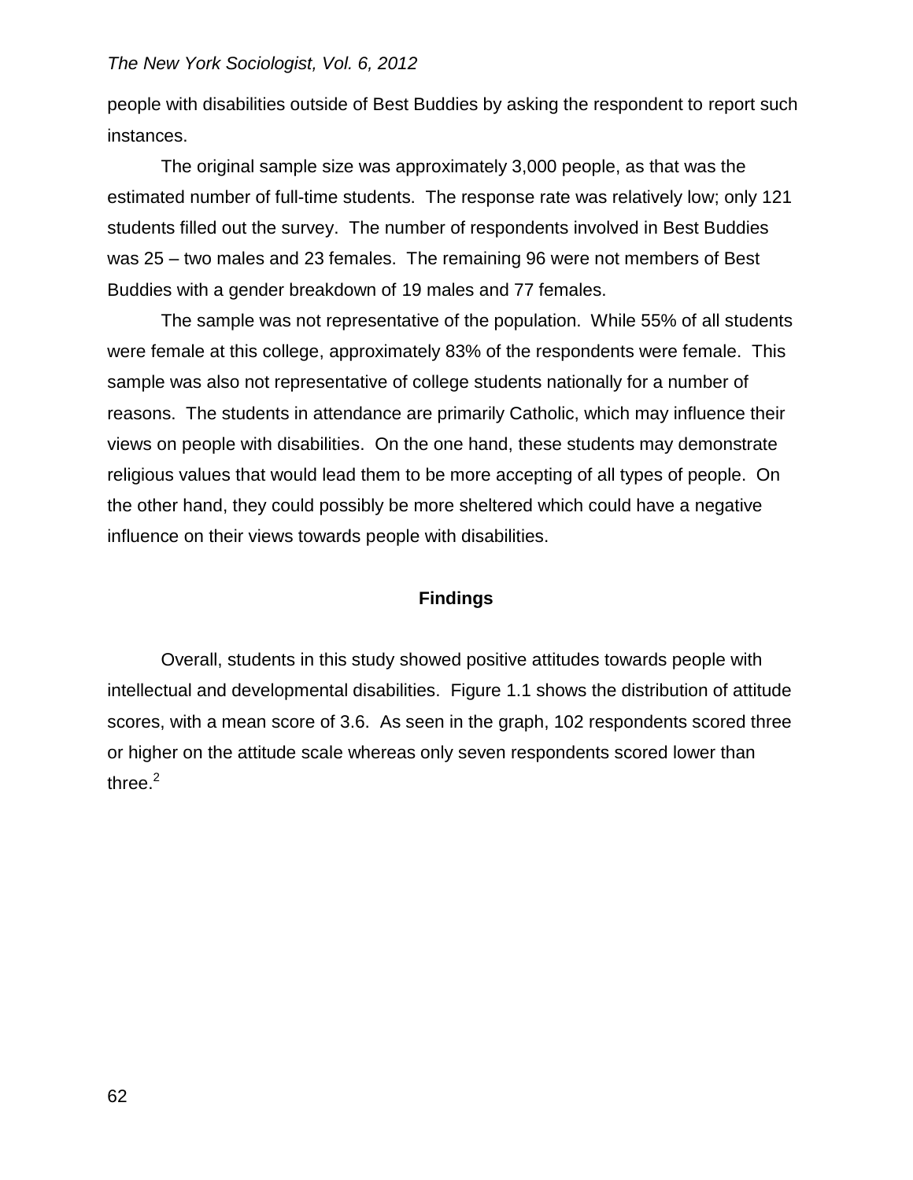people with disabilities outside of Best Buddies by asking the respondent to report such instances.

The original sample size was approximately 3,000 people, as that was the estimated number of full-time students. The response rate was relatively low; only 121 students filled out the survey. The number of respondents involved in Best Buddies was 25 – two males and 23 females. The remaining 96 were not members of Best Buddies with a gender breakdown of 19 males and 77 females.

The sample was not representative of the population. While 55% of all students were female at this college, approximately 83% of the respondents were female. This sample was also not representative of college students nationally for a number of reasons. The students in attendance are primarily Catholic, which may influence their views on people with disabilities. On the one hand, these students may demonstrate religious values that would lead them to be more accepting of all types of people. On the other hand, they could possibly be more sheltered which could have a negative influence on their views towards people with disabilities.

## Findings

Overall, students in this study showed positive attitudes towards people with intellectual and developmental disabilities. Figure 1.1 shows the distribution of attitude scores, with a mean score of 3.6. As seen in the graph, 102 respondents scored three or higher on the attitude scale whereas only seven respondents scored lower than three.[2]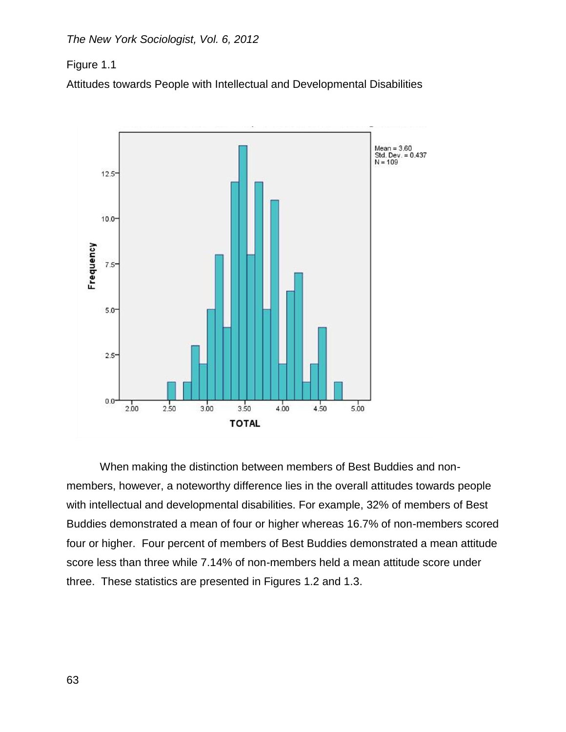Figure 1.1

Attitudes towards People with Intellectual and Developmental Disabilities

When making the distinction between members of Best Buddies and non-members, however, a noteworthy difference lies in the overall attitudes towards people with intellectual and developmental disabilities. For example, 32% of members of Best Buddies demonstrated a mean of four or higher whereas 16.7% of non-members scored four or higher. Four percent of members of Best Buddies demonstrated a mean attitude score less than three while 7.14% of non-members held a mean attitude score under three. These statistics are presented in Figures 1.2 and 1.3.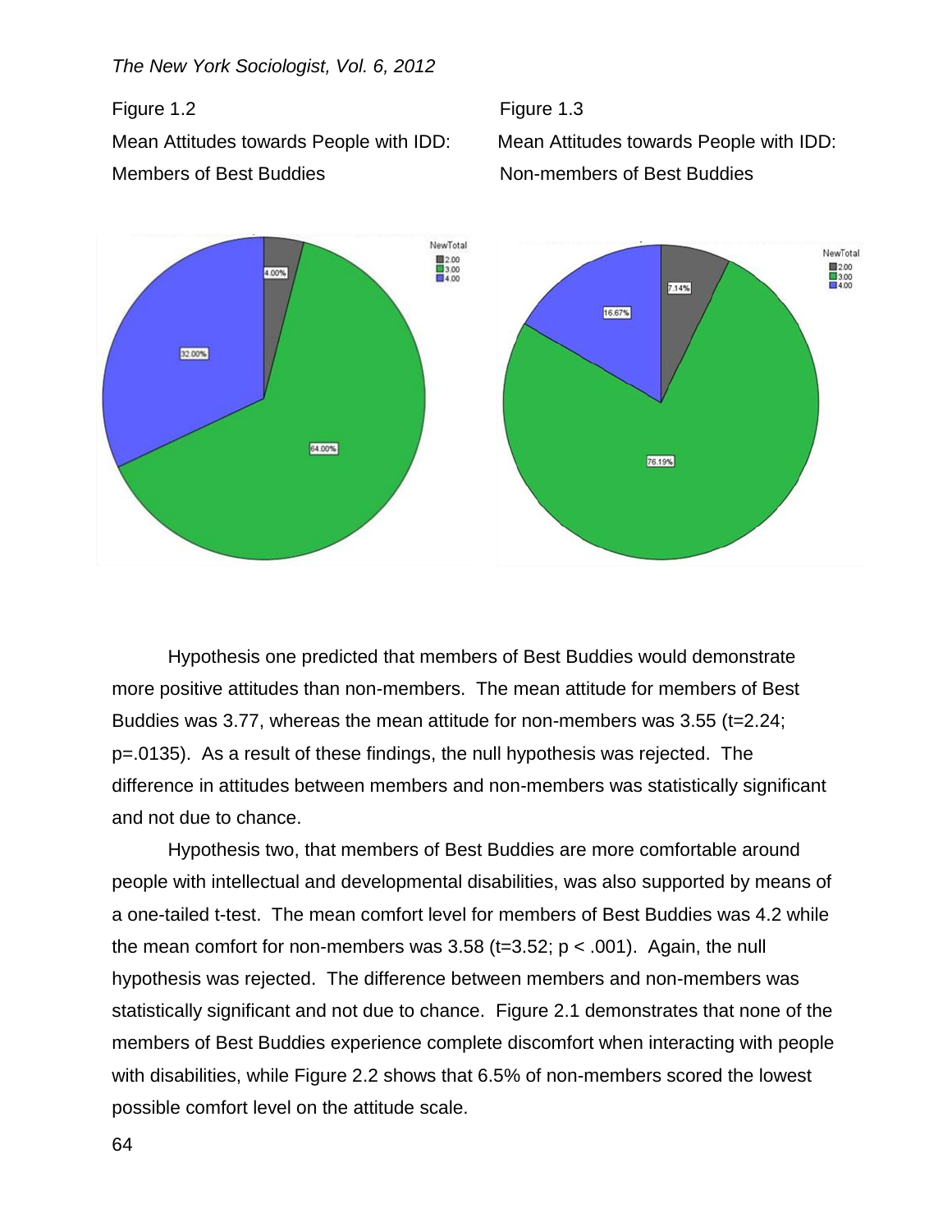Figure 1.2

Mean Attitudes towards People with IDD: Members of Best Buddies

Figure 1.3

Mean Attitudes towards People with IDD: Non-members of Best Buddies

Hypothesis one predicted that members of Best Buddies would demonstrate more positive attitudes than non-members. The mean attitude for members of Best Buddies was 3.77, whereas the mean attitude for non-members was 3.55 ($t=2.24$; $p=.0135$). As a result of these findings, the null hypothesis was rejected. The difference in attitudes between members and non-members was statistically significant and not due to chance.

Hypothesis two, that members of Best Buddies are more comfortable around people with intellectual and developmental disabilities, was also supported by means of a one-tailed t-test. The mean comfort level for members of Best Buddies was 4.2 while the mean comfort for non-members was 3.58 ($t=3.52$; $p < .001$). Again, the null hypothesis was rejected. The difference between members and non-members was statistically significant and not due to chance. Figure 2.1 demonstrates that none of the members of Best Buddies experience complete discomfort when interacting with people with disabilities, while Figure 2.2 shows that 6.5% of non-members scored the lowest possible comfort level on the attitude scale.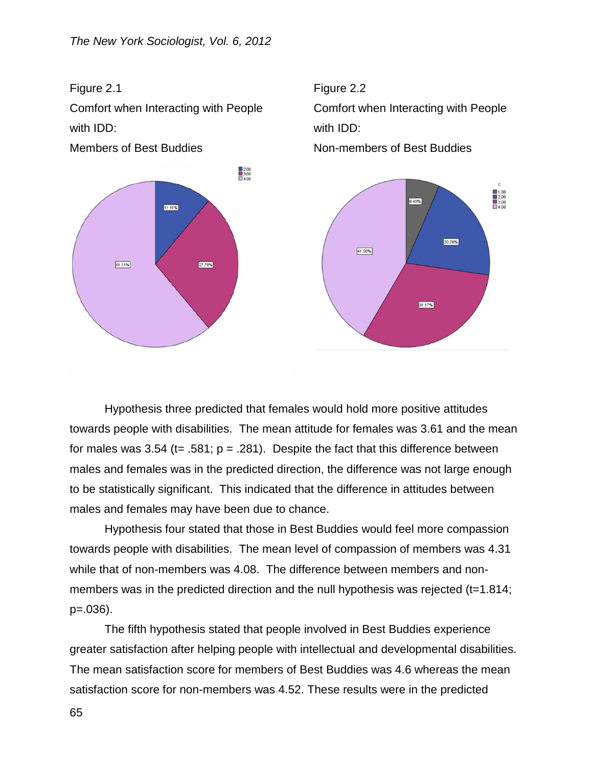Figure 2.1

Comfort when Interacting with People with IDD:

Members of Best Buddies

Figure 2.2

Comfort when Interacting with People with IDD:

Non-members of Best Buddies

Hypothesis three predicted that females would hold more positive attitudes towards people with disabilities. The mean attitude for females was 3.61 and the mean for males was 3.54 ($t = .581$; $p = .281$). Despite the fact that this difference between males and females was in the predicted direction, the difference was not large enough to be statistically significant. This indicated that the difference in attitudes between males and females may have been due to chance.

Hypothesis four stated that those in Best Buddies would feel more compassion towards people with disabilities. The mean level of compassion of members was 4.31 while that of non-members was 4.08. The difference between members and non-members was in the predicted direction and the null hypothesis was rejected ($t=1.814$; $p=.036$).

The fifth hypothesis stated that people involved in Best Buddies experience greater satisfaction after helping people with intellectual and developmental disabilities. The mean satisfaction score for members of Best Buddies was 4.6 whereas the mean satisfaction score for non-members was 4.52. These results were in the predicted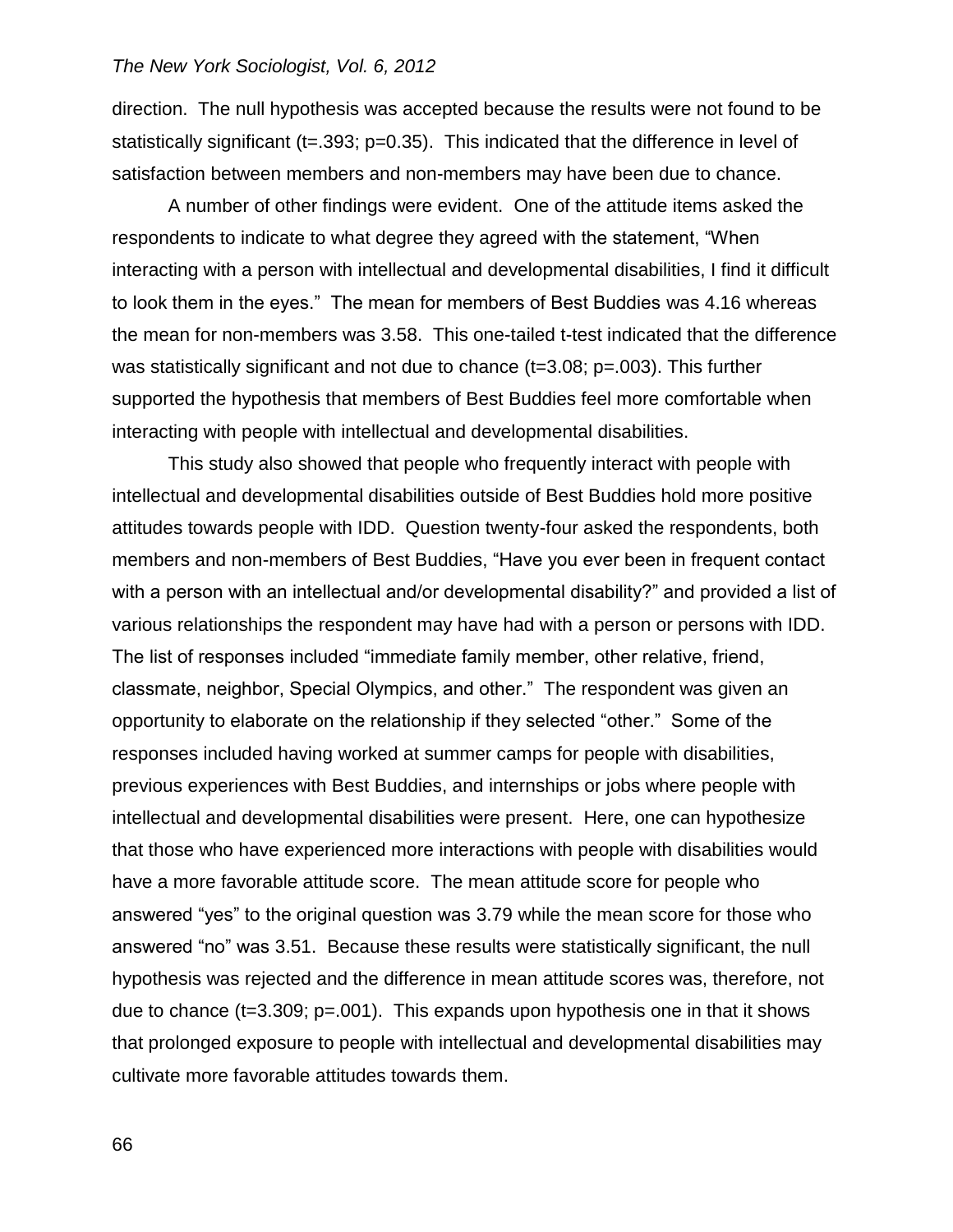direction. The null hypothesis was accepted because the results were not found to be statistically significant ($t=.393$; $p=0.35$). This indicated that the difference in level of satisfaction between members and non-members may have been due to chance.

A number of other findings were evident. One of the attitude items asked the respondents to indicate to what degree they agreed with the statement, "When interacting with a person with intellectual and developmental disabilities, I find it difficult to look them in the eyes." The mean for members of Best Buddies was 4.16 whereas the mean for non-members was 3.58. This one-tailed t-test indicated that the difference was statistically significant and not due to chance ($t=3.08$; $p=.003$). This further supported the hypothesis that members of Best Buddies feel more comfortable when interacting with people with intellectual and developmental disabilities.

This study also showed that people who frequently interact with people with intellectual and developmental disabilities outside of Best Buddies hold more positive attitudes towards people with IDD. Question twenty-four asked the respondents, both members and non-members of Best Buddies, "Have you ever been in frequent contact with a person with an intellectual and/or developmental disability?" and provided a list of various relationships the respondent may have had with a person or persons with IDD. The list of responses included "immediate family member, other relative, friend, classmate, neighbor, Special Olympics, and other." The respondent was given an opportunity to elaborate on the relationship if they selected "other." Some of the responses included having worked at summer camps for people with disabilities, previous experiences with Best Buddies, and internships or jobs where people with intellectual and developmental disabilities were present. Here, one can hypothesize that those who have experienced more interactions with people with disabilities would have a more favorable attitude score. The mean attitude score for people who answered "yes" to the original question was 3.79 while the mean score for those who answered "no" was 3.51. Because these results were statistically significant, the null hypothesis was rejected and the difference in mean attitude scores was, therefore, not due to chance ($t=3.309$; $p=.001$). This expands upon hypothesis one in that it shows that prolonged exposure to people with intellectual and developmental disabilities may cultivate more favorable attitudes towards them.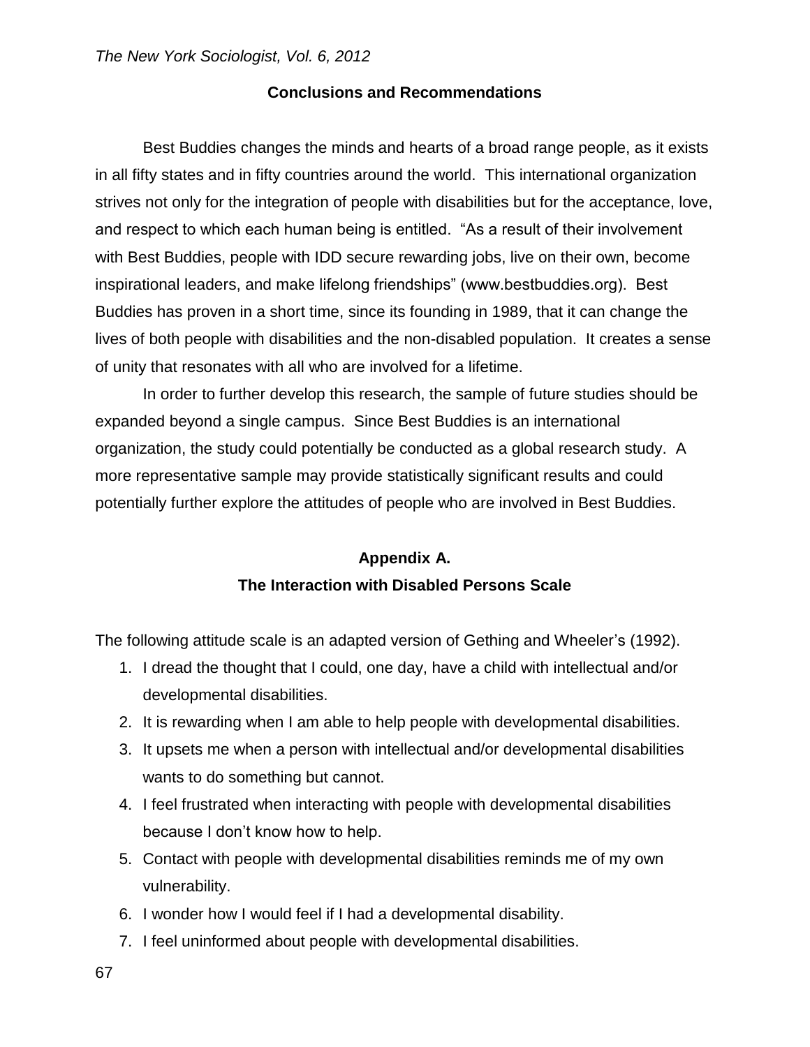## Conclusions and Recommendations

Best Buddies changes the minds and hearts of a broad range people, as it exists in all fifty states and in fifty countries around the world. This international organization strives not only for the integration of people with disabilities but for the acceptance, love, and respect to which each human being is entitled. "As a result of their involvement with Best Buddies, people with IDD secure rewarding jobs, live on their own, become inspirational leaders, and make lifelong friendships" (www.bestbuddies.org). Best Buddies has proven in a short time, since its founding in 1989, that it can change the lives of both people with disabilities and the non-disabled population. It creates a sense of unity that resonates with all who are involved for a lifetime.

In order to further develop this research, the sample of future studies should be expanded beyond a single campus. Since Best Buddies is an international organization, the study could potentially be conducted as a global research study. A more representative sample may provide statistically significant results and could potentially further explore the attitudes of people who are involved in Best Buddies.

## Appendix A.
## The Interaction with Disabled Persons Scale

The following attitude scale is an adapted version of Gething and Wheeler's (1992).

1. I dread the thought that I could, one day, have a child with intellectual and/or developmental disabilities.
2. It is rewarding when I am able to help people with developmental disabilities.
3. It upsets me when a person with intellectual and/or developmental disabilities wants to do something but cannot.
4. I feel frustrated when interacting with people with developmental disabilities because I don't know how to help.
5. Contact with people with developmental disabilities reminds me of my own vulnerability.
6. I wonder how I would feel if I had a developmental disability.
7. I feel uninformed about people with developmental disabilities.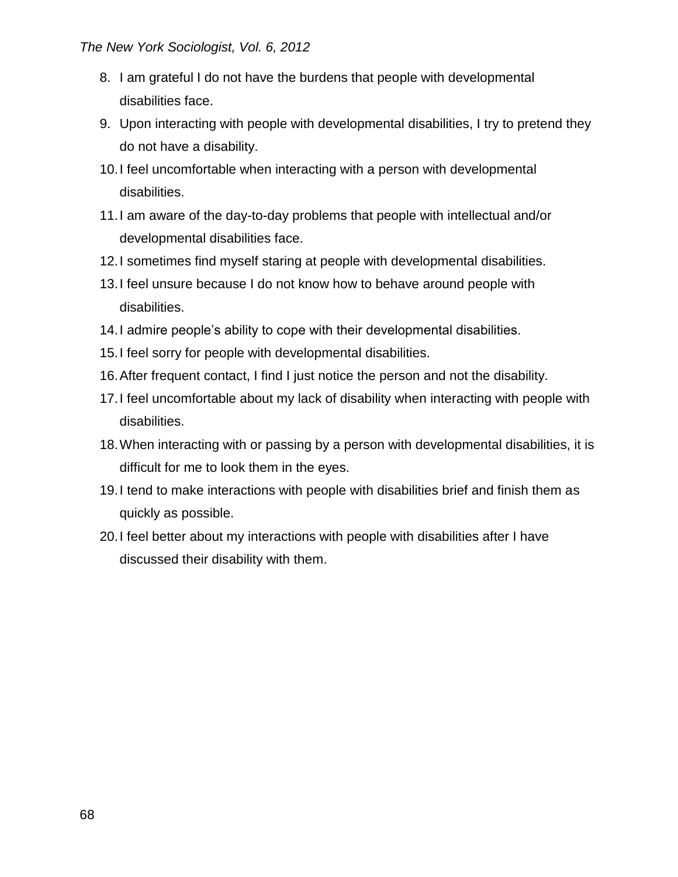8. I am grateful I do not have the burdens that people with developmental disabilities face.
9. Upon interacting with people with developmental disabilities, I try to pretend they do not have a disability.
10. I feel uncomfortable when interacting with a person with developmental disabilities.
11. I am aware of the day-to-day problems that people with intellectual and/or developmental disabilities face.
12. I sometimes find myself staring at people with developmental disabilities.
13. I feel unsure because I do not know how to behave around people with disabilities.
14. I admire people's ability to cope with their developmental disabilities.
15. I feel sorry for people with developmental disabilities.
16. After frequent contact, I find I just notice the person and not the disability.
17. I feel uncomfortable about my lack of disability when interacting with people with disabilities.
18. When interacting with or passing by a person with developmental disabilities, it is difficult for me to look them in the eyes.
19. I tend to make interactions with people with disabilities brief and finish them as quickly as possible.
20. I feel better about my interactions with people with disabilities after I have discussed their disability with them.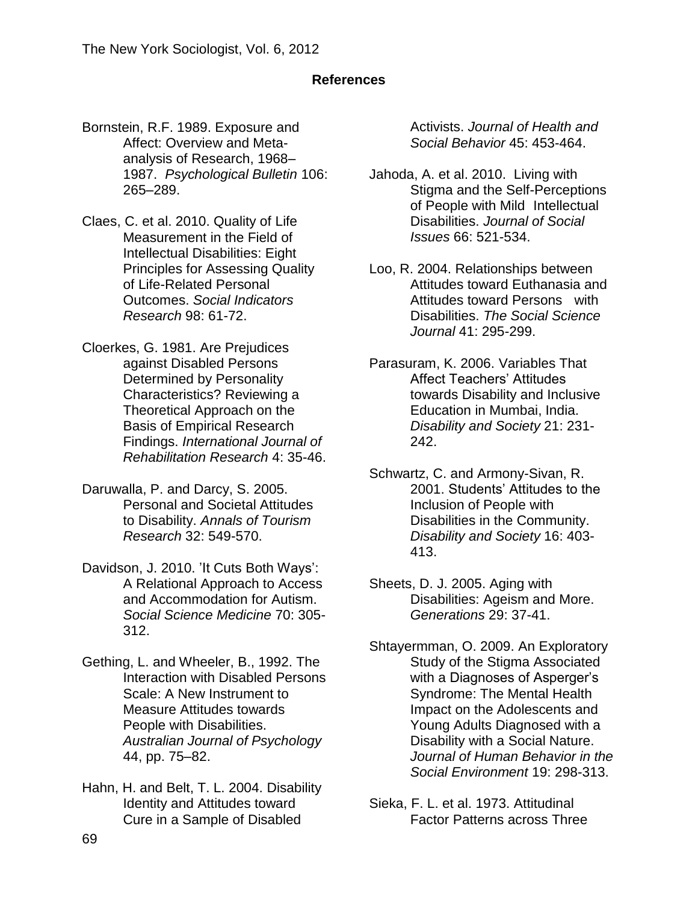## References

Bornstein, R.F. 1989. Exposure and Affect: Overview and Meta-analysis of Research, 1968–1987. *Psychological Bulletin* 106: 265–289.

Claes, C. et al. 2010. Quality of Life Measurement in the Field of Intellectual Disabilities: Eight Principles for Assessing Quality of Life-Related Personal Outcomes. *Social Indicators Research* 98: 61-72.

Cloerkes, G. 1981. Are Prejudices against Disabled Persons Determined by Personality Characteristics? Reviewing a Theoretical Approach on the Basis of Empirical Research Findings. *International Journal of Rehabilitation Research* 4: 35-46.

Daruwalla, P. and Darcy, S. 2005. Personal and Societal Attitudes to Disability. *Annals of Tourism Research* 32: 549-570.

Davidson, J. 2010. 'It Cuts Both Ways': A Relational Approach to Access and Accommodation for Autism. *Social Science Medicine* 70: 305-312.

Gething, L. and Wheeler, B., 1992. The Interaction with Disabled Persons Scale: A New Instrument to Measure Attitudes towards People with Disabilities. *Australian Journal of Psychology* 44, pp. 75–82.

Hahn, H. and Belt, T. L. 2004. Disability Identity and Attitudes toward Cure in a Sample of Disabled Activists. *Journal of Health and Social Behavior* 45: 453-464.

Jahoda, A. et al. 2010. Living with Stigma and the Self-Perceptions of People with Mild Intellectual Disabilities. *Journal of Social Issues* 66: 521-534.

Loo, R. 2004. Relationships between Attitudes toward Euthanasia and Attitudes toward Persons with Disabilities. *The Social Science Journal* 41: 295-299.

Parasuram, K. 2006. Variables That Affect Teachers' Attitudes towards Disability and Inclusive Education in Mumbai, India. *Disability and Society* 21: 231-242.

Schwartz, C. and Armony-Sivan, R. 2001. Students' Attitudes to the Inclusion of People with Disabilities in the Community. *Disability and Society* 16: 403-413.

Sheets, D. J. 2005. Aging with Disabilities: Ageism and More. *Generations* 29: 37-41.

Shtayermman, O. 2009. An Exploratory Study of the Stigma Associated with a Diagnoses of Asperger's Syndrome: The Mental Health Impact on the Adolescents and Young Adults Diagnosed with a Disability with a Social Nature. *Journal of Human Behavior in the Social Environment* 19: 298-313.

Sieka, F. L. et al. 1973. Attitudinal Factor Patterns across Three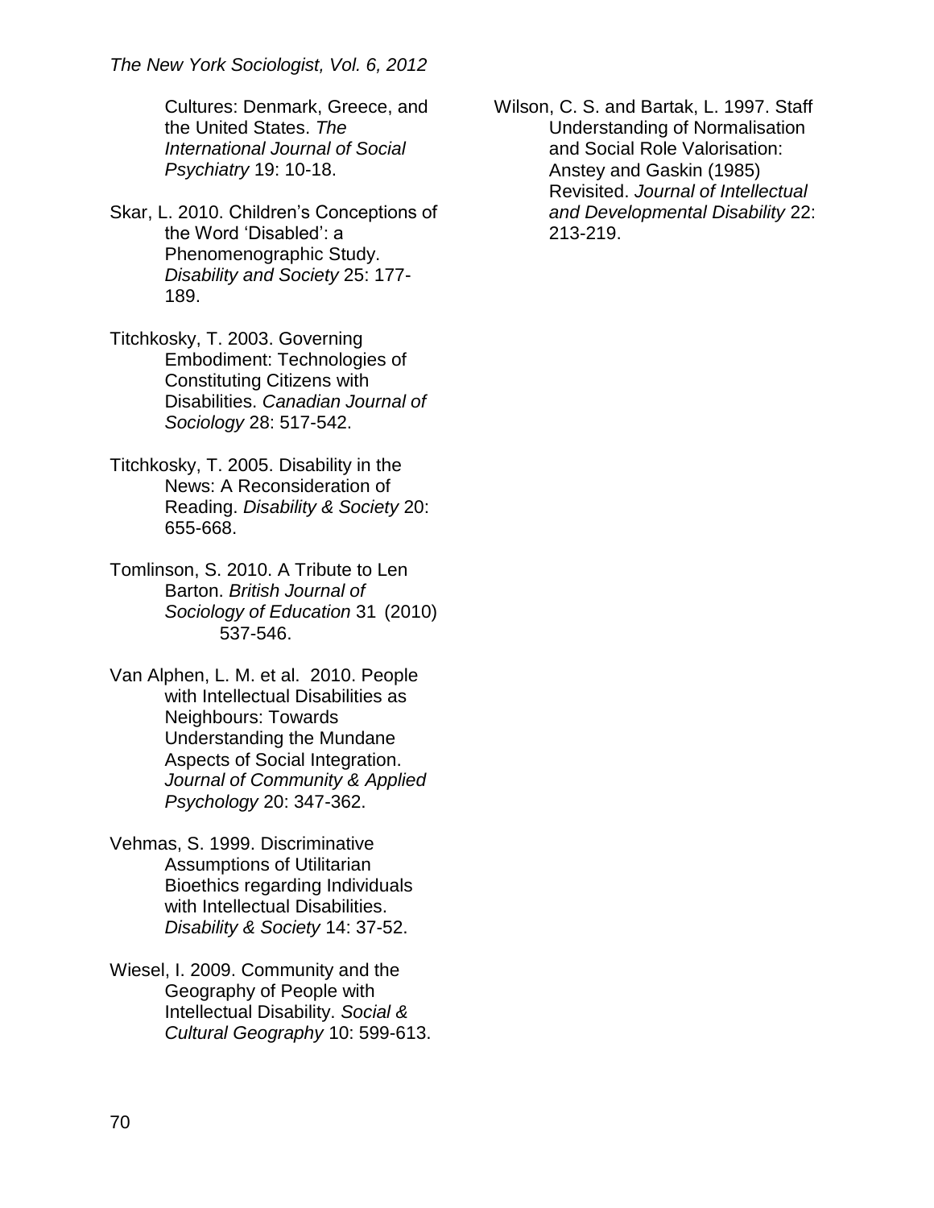Cultures: Denmark, Greece, and the United States. *The International Journal of Social Psychiatry* 19: 10-18.

Skar, L. 2010. Children's Conceptions of the Word 'Disabled': a Phenomenographic Study. *Disability and Society* 25: 177-189.

Titchkosky, T. 2003. Governing Embodiment: Technologies of Constituting Citizens with Disabilities. *Canadian Journal of Sociology* 28: 517-542.

Titchkosky, T. 2005. Disability in the News: A Reconsideration of Reading. *Disability & Society* 20: 655-668.

Tomlinson, S. 2010. A Tribute to Len Barton. *British Journal of Sociology of Education* 31 (2010) 537-546.

Van Alphen, L. M. et al. 2010. People with Intellectual Disabilities as Neighbours: Towards Understanding the Mundane Aspects of Social Integration. *Journal of Community & Applied Psychology* 20: 347-362.

Vehmas, S. 1999. Discriminative Assumptions of Utilitarian Bioethics regarding Individuals with Intellectual Disabilities. *Disability & Society* 14: 37-52.

Wiesel, I. 2009. Community and the Geography of People with Intellectual Disability. *Social & Cultural Geography* 10: 599-613.

Wilson, C. S. and Bartak, L. 1997. Staff Understanding of Normalisation and Social Role Valorisation: Anstey and Gaskin (1985) Revisited. *Journal of Intellectual and Developmental Disability* 22: 213-219.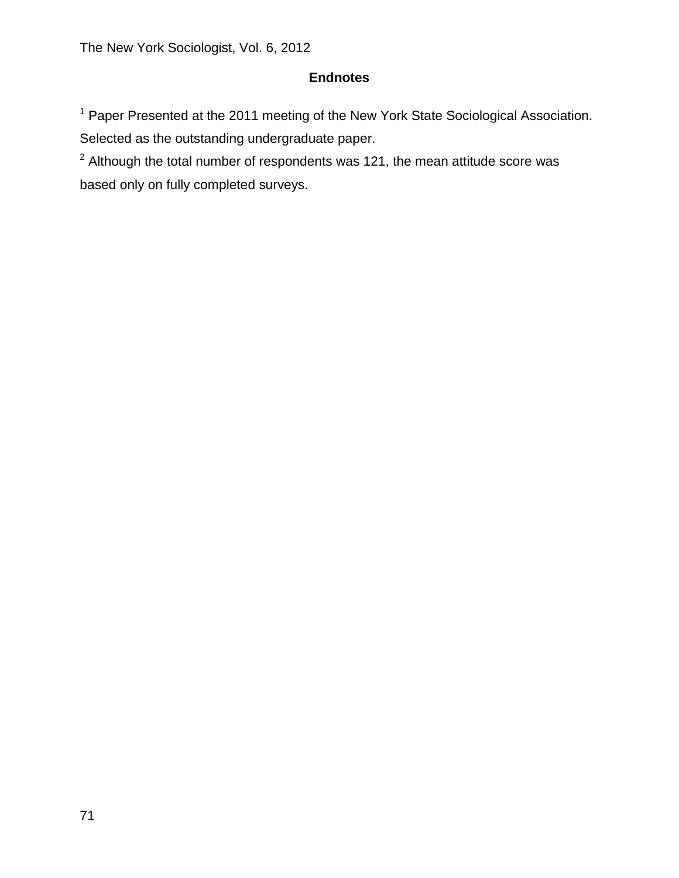## Endnotes

[1] Paper Presented at the 2011 meeting of the New York State Sociological Association. Selected as the outstanding undergraduate paper.

[2] Although the total number of respondents was 121, the mean attitude score was based only on fully completed surveys.